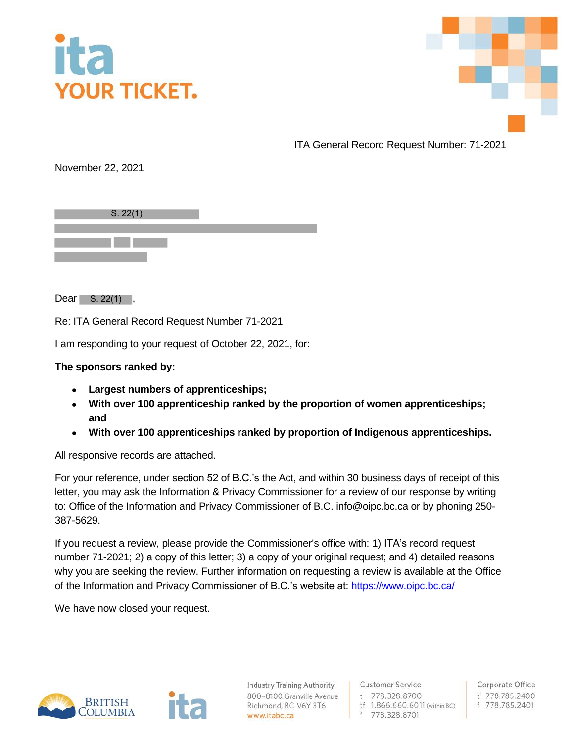ITA General Record Request Number: 71-2021

November 22, 2021

S. 22(1)

Dear S. 22(1),

Re: ITA General Record Request Number 71-2021

I am responding to your request of October 22, 2021, for:

**The sponsors ranked by:**

- **Largest numbers of apprenticeships;**
- **With over 100 apprenticeship ranked by the proportion of women apprenticeships; and**
- **With over 100 apprenticeships ranked by proportion of Indigenous apprenticeships.**

All responsive records are attached.

For your reference, under section 52 of B.C.'s the Act, and within 30 business days of receipt of this letter, you may ask the Information & Privacy Commissioner for a review of our response by writing to: Office of the Information and Privacy Commissioner of B.C. info@oipc.bc.ca or by phoning 250-387-5629.

If you request a review, please provide the Commissioner's office with: 1) ITA's record request number 71-2021; 2) a copy of this letter; 3) a copy of your original request; and 4) detailed reasons why you are seeking the review. Further information on requesting a review is available at the Office of the Information and Privacy Commissioner of B.C.'s website at: https://www.oipc.bc.ca/

We have now closed your request.

Industry Training Authority
800-8100 Granville Avenue
Richmond, BC V6Y 3T6
www.itabc.ca

Customer Service
t 778.328.8700
tf 1.866.660.6011 (within BC)
f 778.328.8701

Corporate Office
t 778.785.2400
f 778.785.2401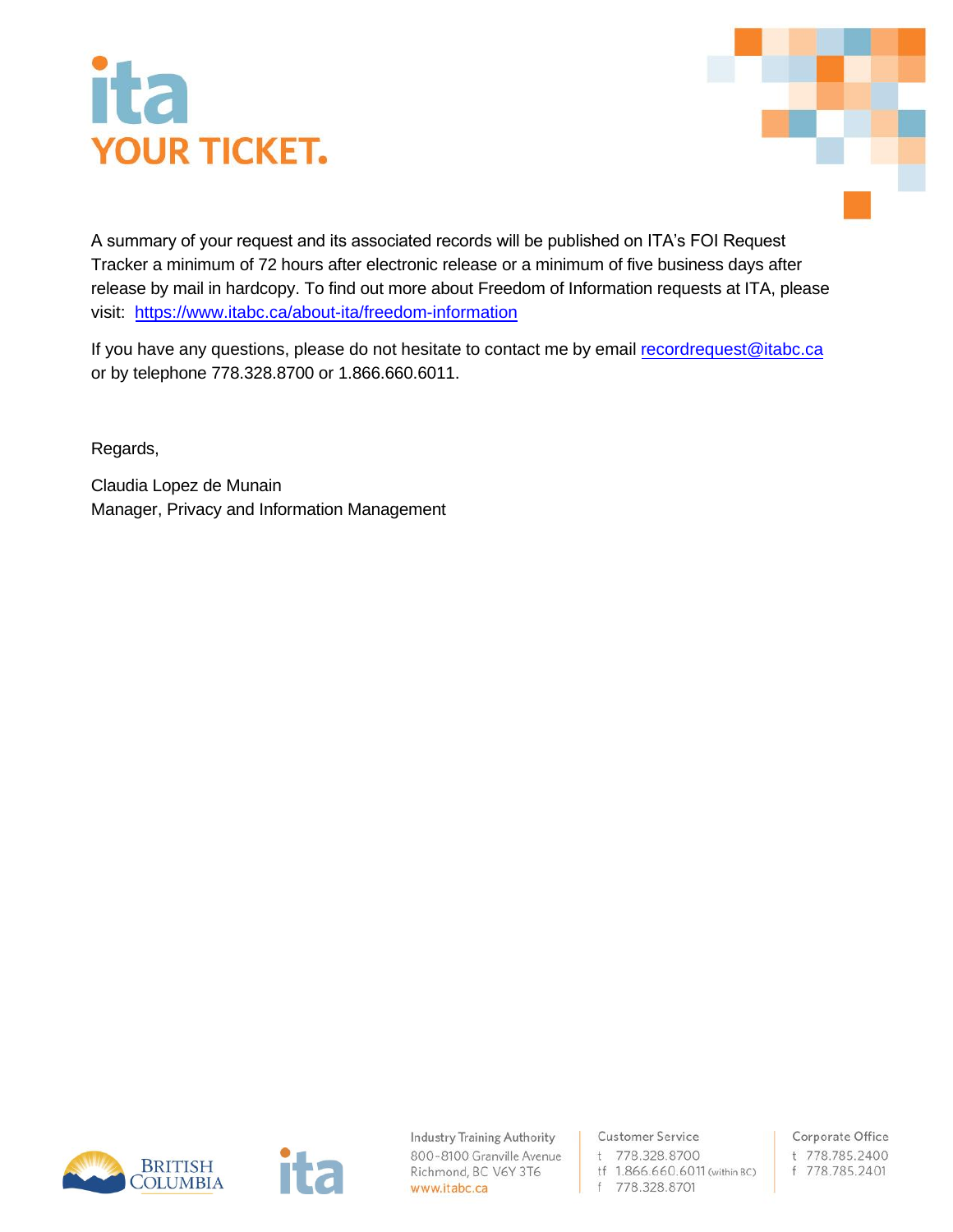A summary of your request and its associated records will be published on ITA's FOI Request Tracker a minimum of 72 hours after electronic release or a minimum of five business days after release by mail in hardcopy. To find out more about Freedom of Information requests at ITA, please visit: https://www.itabc.ca/about-ita/freedom-information

If you have any questions, please do not hesitate to contact me by email recordrequest@itabc.ca or by telephone 778.328.8700 or 1.866.660.6011.

Regards,

Claudia Lopez de Munain
Manager, Privacy and Information Management